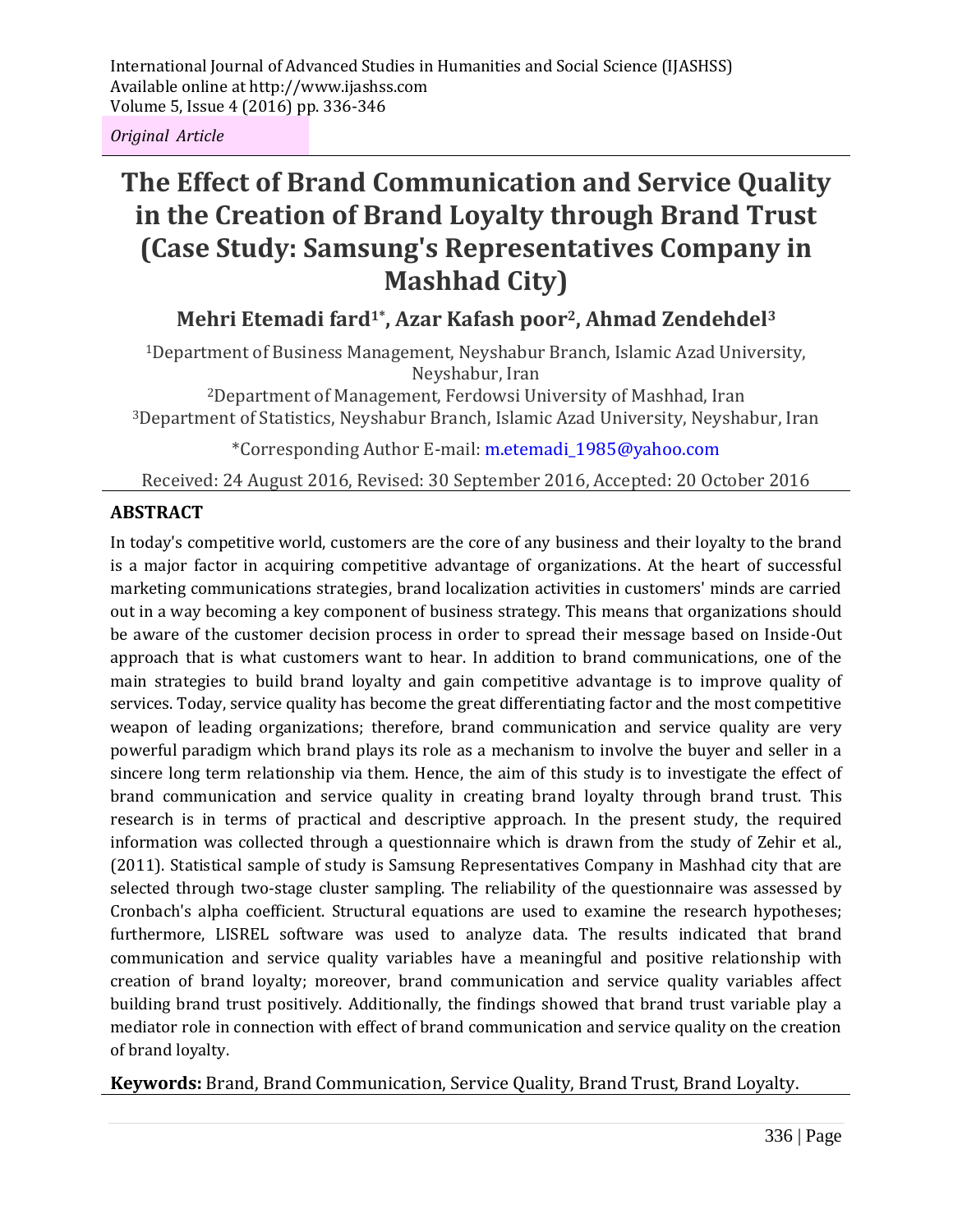*Original Article*

# The Effect of Brand Communication and Service Quality in the Creation of Brand Loyalty through Brand Trust (Case Study: Samsung's Representatives Company in Mashhad City)

**Mehri Etemadi fard[1*], Azar Kafash poor[2], Ahmad Zendehdel[3]**

[1]Department of Business Management, Neyshabur Branch, Islamic Azad University, Neyshabur, Iran
[2]Department of Management, Ferdowsi University of Mashhad, Iran
[3]Department of Statistics, Neyshabur Branch, Islamic Azad University, Neyshabur, Iran

*Corresponding Author E-mail: m.etemadi_1985@yahoo.com

Received: 24 August 2016, Revised: 30 September 2016, Accepted: 20 October 2016

## ABSTRACT

In today's competitive world, customers are the core of any business and their loyalty to the brand is a major factor in acquiring competitive advantage of organizations. At the heart of successful marketing communications strategies, brand localization activities in customers' minds are carried out in a way becoming a key component of business strategy. This means that organizations should be aware of the customer decision process in order to spread their message based on Inside-Out approach that is what customers want to hear. In addition to brand communications, one of the main strategies to build brand loyalty and gain competitive advantage is to improve quality of services. Today, service quality has become the great differentiating factor and the most competitive weapon of leading organizations; therefore, brand communication and service quality are very powerful paradigm which brand plays its role as a mechanism to involve the buyer and seller in a sincere long term relationship via them. Hence, the aim of this study is to investigate the effect of brand communication and service quality in creating brand loyalty through brand trust. This research is in terms of practical and descriptive approach. In the present study, the required information was collected through a questionnaire which is drawn from the study of Zehir et al., (2011). Statistical sample of study is Samsung Representatives Company in Mashhad city that are selected through two-stage cluster sampling. The reliability of the questionnaire was assessed by Cronbach's alpha coefficient. Structural equations are used to examine the research hypotheses; furthermore, LISREL software was used to analyze data. The results indicated that brand communication and service quality variables have a meaningful and positive relationship with creation of brand loyalty; moreover, brand communication and service quality variables affect building brand trust positively. Additionally, the findings showed that brand trust variable play a mediator role in connection with effect of brand communication and service quality on the creation of brand loyalty.

**Keywords:** Brand, Brand Communication, Service Quality, Brand Trust, Brand Loyalty.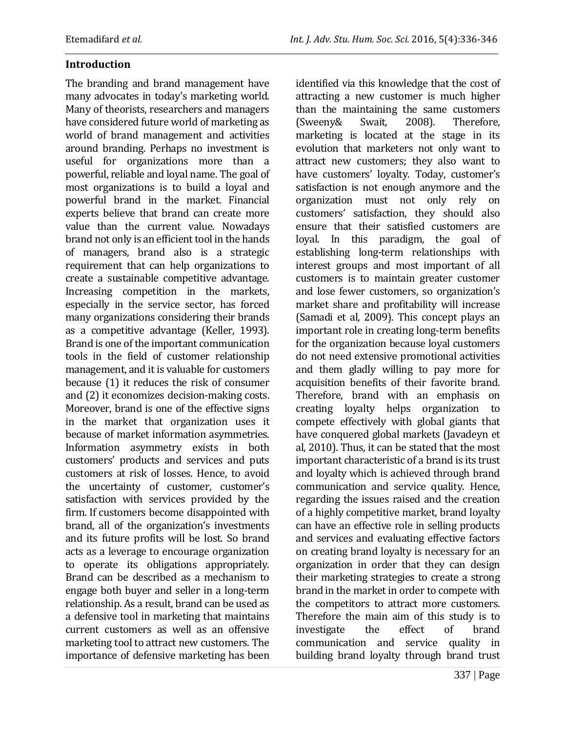## Introduction

The branding and brand management have many advocates in today's marketing world. Many of theorists, researchers and managers have considered future world of marketing as world of brand management and activities around branding. Perhaps no investment is useful for organizations more than a powerful, reliable and loyal name. The goal of most organizations is to build a loyal and powerful brand in the market. Financial experts believe that brand can create more value than the current value. Nowadays brand not only is an efficient tool in the hands of managers, brand also is a strategic requirement that can help organizations to create a sustainable competitive advantage. Increasing competition in the markets, especially in the service sector, has forced many organizations considering their brands as a competitive advantage (Keller, 1993). Brand is one of the important communication tools in the field of customer relationship management, and it is valuable for customers because (1) it reduces the risk of consumer and (2) it economizes decision-making costs. Moreover, brand is one of the effective signs in the market that organization uses it because of market information asymmetries. Information asymmetry exists in both customers' products and services and puts customers at risk of losses. Hence, to avoid the uncertainty of customer, customer's satisfaction with services provided by the firm. If customers become disappointed with brand, all of the organization's investments and its future profits will be lost. So brand acts as a leverage to encourage organization to operate its obligations appropriately. Brand can be described as a mechanism to engage both buyer and seller in a long-term relationship. As a result, brand can be used as a defensive tool in marketing that maintains current customers as well as an offensive marketing tool to attract new customers. The importance of defensive marketing has been identified via this knowledge that the cost of attracting a new customer is much higher than the maintaining the same customers (Sweeny& Swait, 2008). Therefore, marketing is located at the stage in its evolution that marketers not only want to attract new customers; they also want to have customers' loyalty. Today, customer's satisfaction is not enough anymore and the organization must not only rely on customers' satisfaction, they should also ensure that their satisfied customers are loyal. In this paradigm, the goal of establishing long-term relationships with interest groups and most important of all customers is to maintain greater customer and lose fewer customers, so organization's market share and profitability will increase (Samadi et al, 2009). This concept plays an important role in creating long-term benefits for the organization because loyal customers do not need extensive promotional activities and them gladly willing to pay more for acquisition benefits of their favorite brand. Therefore, brand with an emphasis on creating loyalty helps organization to compete effectively with global giants that have conquered global markets (Javadeyn et al, 2010). Thus, it can be stated that the most important characteristic of a brand is its trust and loyalty which is achieved through brand communication and service quality. Hence, regarding the issues raised and the creation of a highly competitive market, brand loyalty can have an effective role in selling products and services and evaluating effective factors on creating brand loyalty is necessary for an organization in order that they can design their marketing strategies to create a strong brand in the market in order to compete with the competitors to attract more customers. Therefore the main aim of this study is to investigate the effect of brand communication and service quality in building brand loyalty through brand trust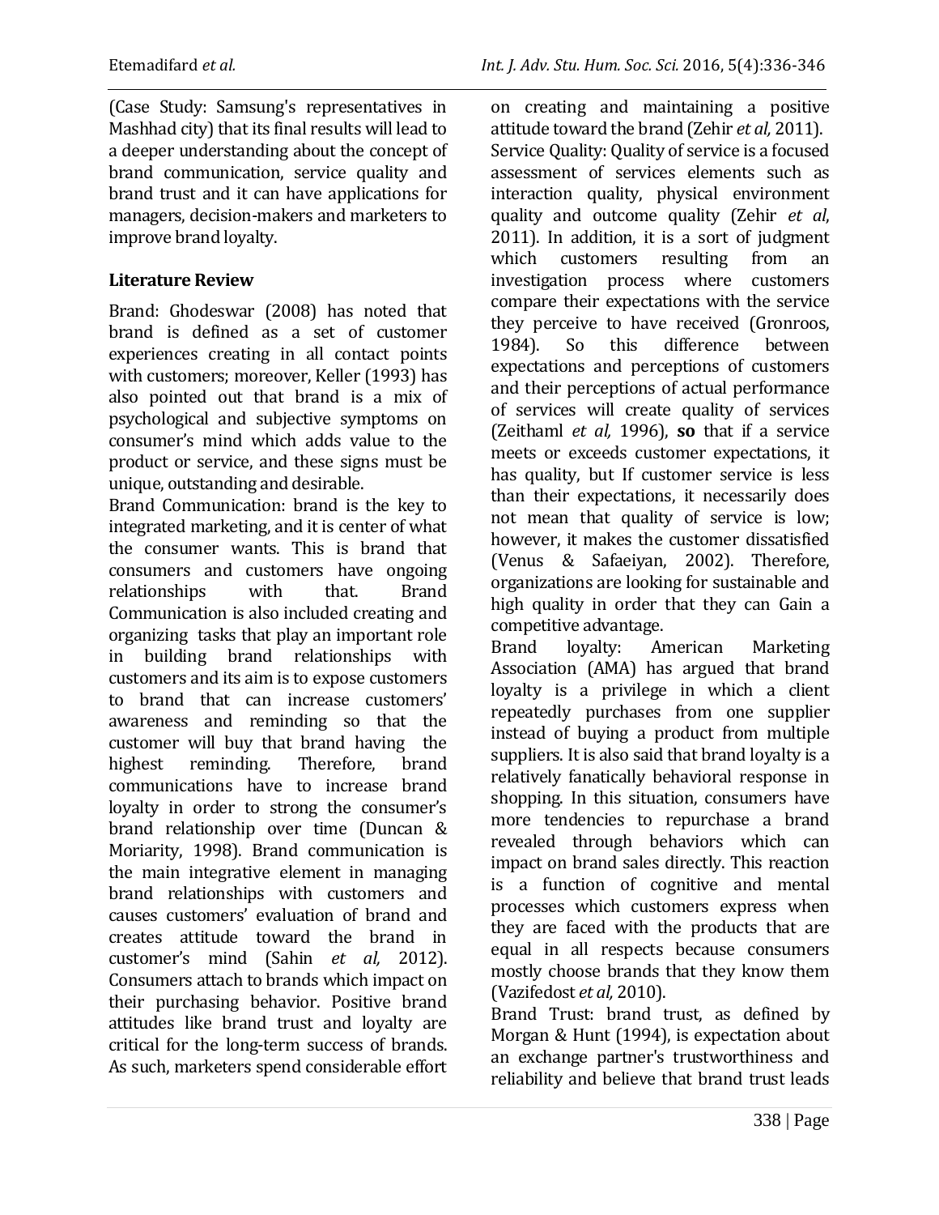(Case Study: Samsung's representatives in Mashhad city) that its final results will lead to a deeper understanding about the concept of brand communication, service quality and brand trust and it can have applications for managers, decision-makers and marketers to improve brand loyalty.

## Literature Review

Brand: Ghodeswar (2008) has noted that brand is defined as a set of customer experiences creating in all contact points with customers; moreover, Keller (1993) has also pointed out that brand is a mix of psychological and subjective symptoms on consumer's mind which adds value to the product or service, and these signs must be unique, outstanding and desirable.

Brand Communication: brand is the key to integrated marketing, and it is center of what the consumer wants. This is brand that consumers and customers have ongoing relationships with that. Brand Communication is also included creating and organizing tasks that play an important role in building brand relationships with customers and its aim is to expose customers to brand that can increase customers' awareness and reminding so that the customer will buy that brand having the highest reminding. Therefore, brand communications have to increase brand loyalty in order to strong the consumer's brand relationship over time (Duncan & Moriarity, 1998). Brand communication is the main integrative element in managing brand relationships with customers and causes customers' evaluation of brand and creates attitude toward the brand in customer's mind (Sahin *et al,* 2012). Consumers attach to brands which impact on their purchasing behavior. Positive brand attitudes like brand trust and loyalty are critical for the long-term success of brands. As such, marketers spend considerable effort on creating and maintaining a positive attitude toward the brand (Zehir *et al,* 2011).

Service Quality: Quality of service is a focused assessment of services elements such as interaction quality, physical environment quality and outcome quality (Zehir *et al*, 2011). In addition, it is a sort of judgment which customers resulting from an investigation process where customers compare their expectations with the service they perceive to have received (Gronroos, 1984). So this difference between expectations and perceptions of customers and their perceptions of actual performance of services will create quality of services (Zeithaml *et al,* 1996), **so** that if a service meets or exceeds customer expectations, it has quality, but If customer service is less than their expectations, it necessarily does not mean that quality of service is low; however, it makes the customer dissatisfied (Venus & Safaeiyan, 2002). Therefore, organizations are looking for sustainable and high quality in order that they can Gain a competitive advantage.

Brand loyalty: American Marketing Association (AMA) has argued that brand loyalty is a privilege in which a client repeatedly purchases from one supplier instead of buying a product from multiple suppliers. It is also said that brand loyalty is a relatively fanatically behavioral response in shopping. In this situation, consumers have more tendencies to repurchase a brand revealed through behaviors which can impact on brand sales directly. This reaction is a function of cognitive and mental processes which customers express when they are faced with the products that are equal in all respects because consumers mostly choose brands that they know them (Vazifedost *et al,* 2010).

Brand Trust: brand trust, as defined by Morgan & Hunt (1994), is expectation about an exchange partner's trustworthiness and reliability and believe that brand trust leads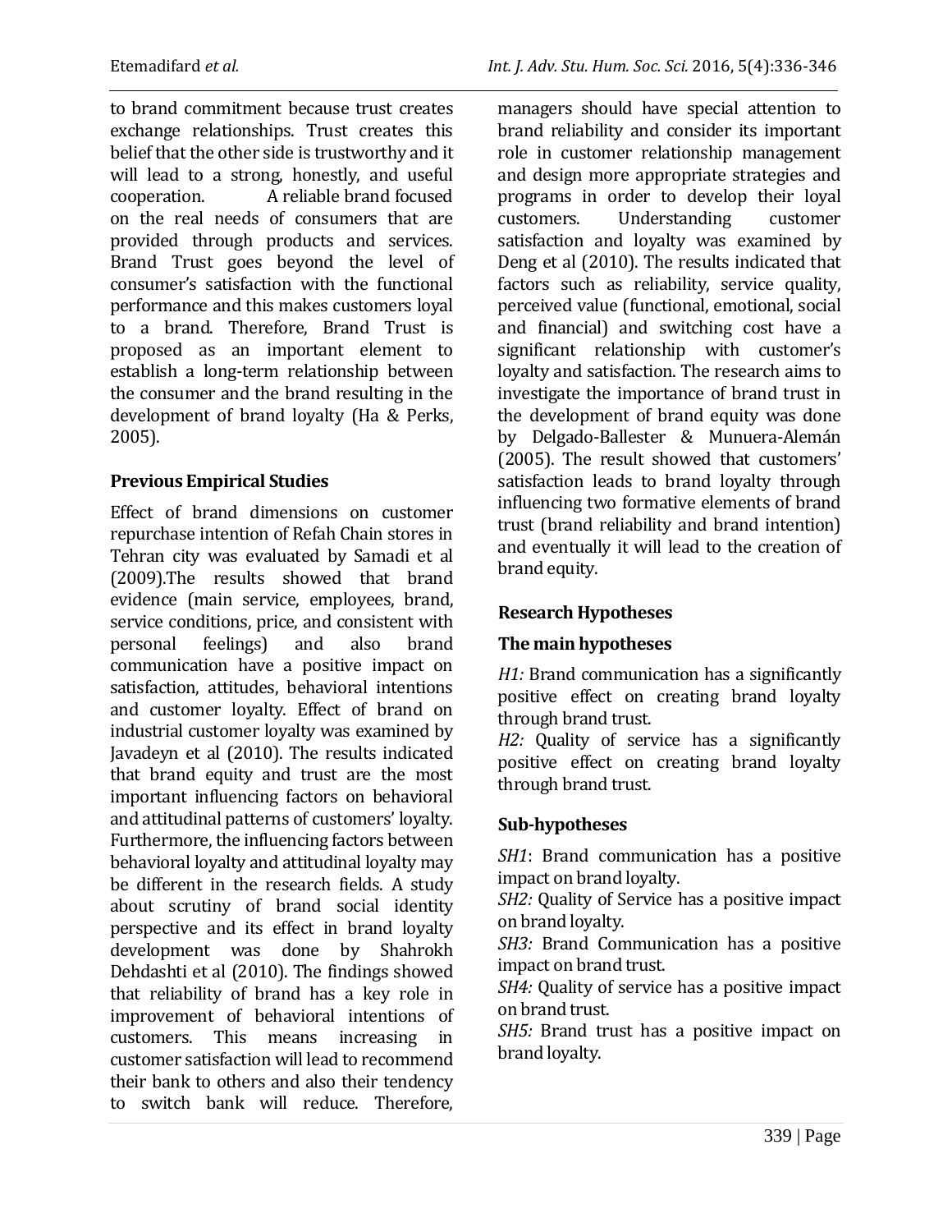to brand commitment because trust creates exchange relationships. Trust creates this belief that the other side is trustworthy and it will lead to a strong, honestly, and useful cooperation. A reliable brand focused on the real needs of consumers that are provided through products and services. Brand Trust goes beyond the level of consumer's satisfaction with the functional performance and this makes customers loyal to a brand. Therefore, Brand Trust is proposed as an important element to establish a long-term relationship between the consumer and the brand resulting in the development of brand loyalty (Ha & Perks, 2005).

## Previous Empirical Studies

Effect of brand dimensions on customer repurchase intention of Refah Chain stores in Tehran city was evaluated by Samadi et al (2009).The results showed that brand evidence (main service, employees, brand, service conditions, price, and consistent with personal feelings) and also brand communication have a positive impact on satisfaction, attitudes, behavioral intentions and customer loyalty. Effect of brand on industrial customer loyalty was examined by Javadeyn et al (2010). The results indicated that brand equity and trust are the most important influencing factors on behavioral and attitudinal patterns of customers' loyalty. Furthermore, the influencing factors between behavioral loyalty and attitudinal loyalty may be different in the research fields. A study about scrutiny of brand social identity perspective and its effect in brand loyalty development was done by Shahrokh Dehdashti et al (2010). The findings showed that reliability of brand has a key role in improvement of behavioral intentions of customers. This means increasing in customer satisfaction will lead to recommend their bank to others and also their tendency to switch bank will reduce. Therefore, managers should have special attention to brand reliability and consider its important role in customer relationship management and design more appropriate strategies and programs in order to develop their loyal customers. Understanding customer satisfaction and loyalty was examined by Deng et al (2010). The results indicated that factors such as reliability, service quality, perceived value (functional, emotional, social and financial) and switching cost have a significant relationship with customer's loyalty and satisfaction. The research aims to investigate the importance of brand trust in the development of brand equity was done by Delgado-Ballester & Munuera-Alemán (2005). The result showed that customers' satisfaction leads to brand loyalty through influencing two formative elements of brand trust (brand reliability and brand intention) and eventually it will lead to the creation of brand equity.

## Research Hypotheses

### The main hypotheses

*H1:* Brand communication has a significantly positive effect on creating brand loyalty through brand trust.

*H2:* Quality of service has a significantly positive effect on creating brand loyalty through brand trust.

### Sub-hypotheses

*SH1*: Brand communication has a positive impact on brand loyalty.

*SH2:* Quality of Service has a positive impact on brand loyalty.

*SH3:* Brand Communication has a positive impact on brand trust.

*SH4:* Quality of service has a positive impact on brand trust.

*SH5:* Brand trust has a positive impact on brand loyalty.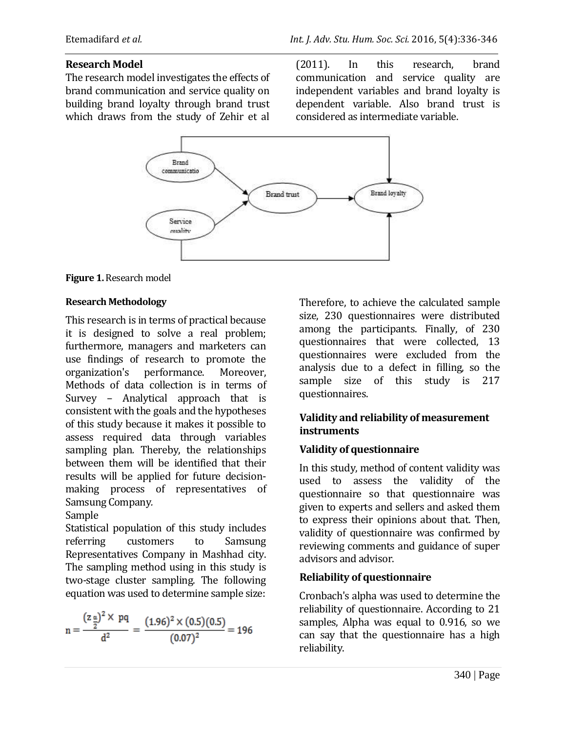**Research Model**

The research model investigates the effects of brand communication and service quality on building brand loyalty through brand trust which draws from the study of Zehir et al (2011). In this research, brand communication and service quality are independent variables and brand loyalty is dependent variable. Also brand trust is considered as intermediate variable.

**Figure 1.** Research model

**Research Methodology**

This research is in terms of practical because it is designed to solve a real problem; furthermore, managers and marketers can use findings of research to promote the organization's performance. Moreover, Methods of data collection is in terms of Survey – Analytical approach that is consistent with the goals and the hypotheses of this study because it makes it possible to assess required data through variables sampling plan. Thereby, the relationships between them will be identified that their results will be applied for future decision-making process of representatives of Samsung Company.

Sample

Statistical population of this study includes referring customers to Samsung Representatives Company in Mashhad city. The sampling method using in this study is two-stage cluster sampling. The following equation was used to determine sample size:

$$n = \frac{(z_{\frac{\alpha}{2}})^2 \times pq}{d^2} = \frac{(1.96)^2 \times (0.5)(0.5)}{(0.07)^2} = 196$$

Therefore, to achieve the calculated sample size, 230 questionnaires were distributed among the participants. Finally, of 230 questionnaires that were collected, 13 questionnaires were excluded from the analysis due to a defect in filling, so the sample size of this study is 217 questionnaires.

**Validity and reliability of measurement instruments**

**Validity of questionnaire**

In this study, method of content validity was used to assess the validity of the questionnaire so that questionnaire was given to experts and sellers and asked them to express their opinions about that. Then, validity of questionnaire was confirmed by reviewing comments and guidance of super advisors and advisor.

**Reliability of questionnaire**

Cronbach's alpha was used to determine the reliability of questionnaire. According to 21 samples, Alpha was equal to 0.916, so we can say that the questionnaire has a high reliability.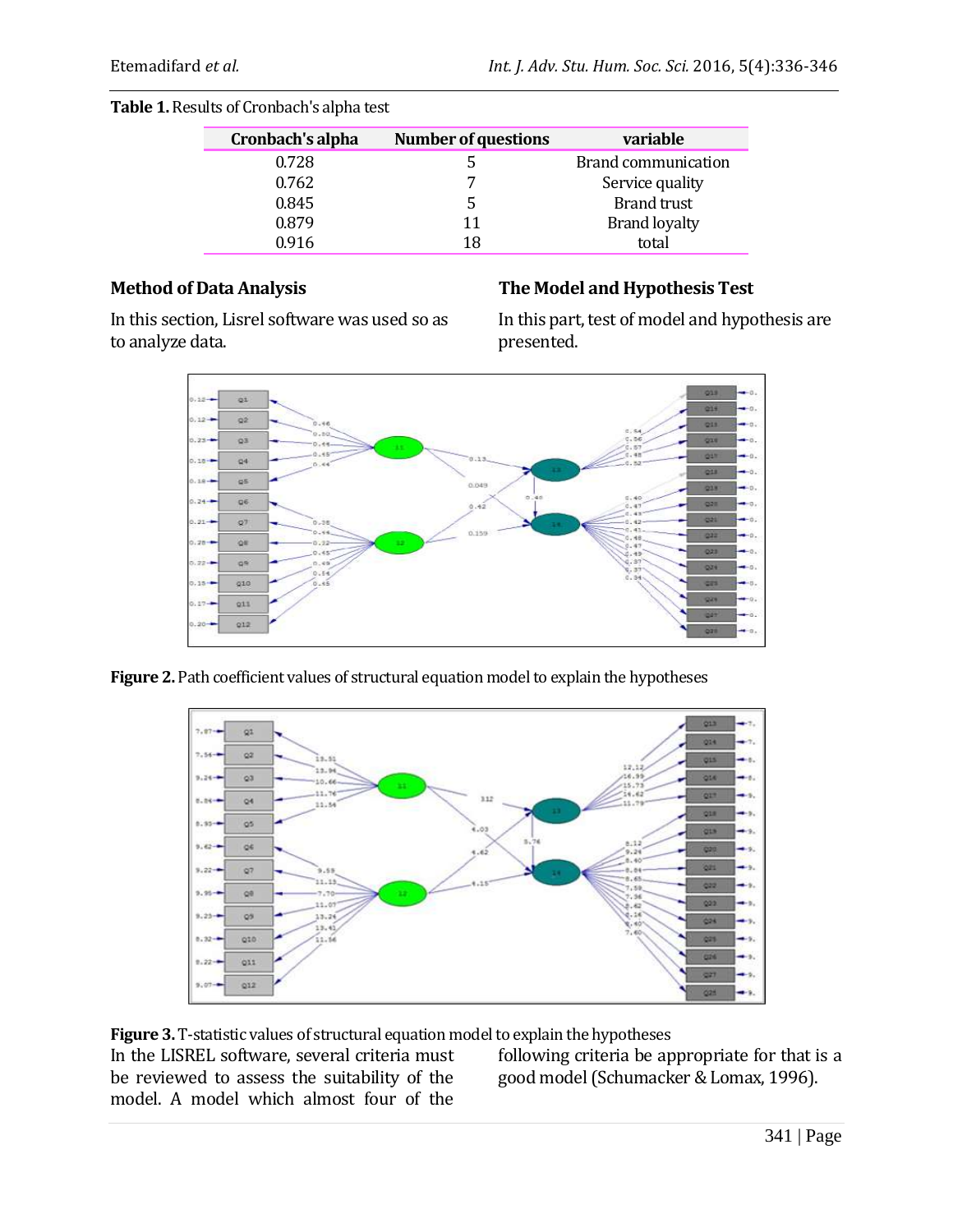**Table 1.** Results of Cronbach's alpha test

| Cronbach's alpha | Number of questions | variable |
|---|---|---|
| 0.728 | 5 | Brand communication |
| 0.762 | 7 | Service quality |
| 0.845 | 5 | Brand trust |
| 0.879 | 11 | Brand loyalty |
| 0.916 | 18 | total |

### Method of Data Analysis

In this section, Lisrel software was used so as to analyze data.

### The Model and Hypothesis Test

In this part, test of model and hypothesis are presented.

**Figure 2.** Path coefficient values of structural equation model to explain the hypotheses

**Figure 3.** T-statistic values of structural equation model to explain the hypotheses

In the LISREL software, several criteria must be reviewed to assess the suitability of the model. A model which almost four of the following criteria be appropriate for that is a good model (Schumacker & Lomax, 1996).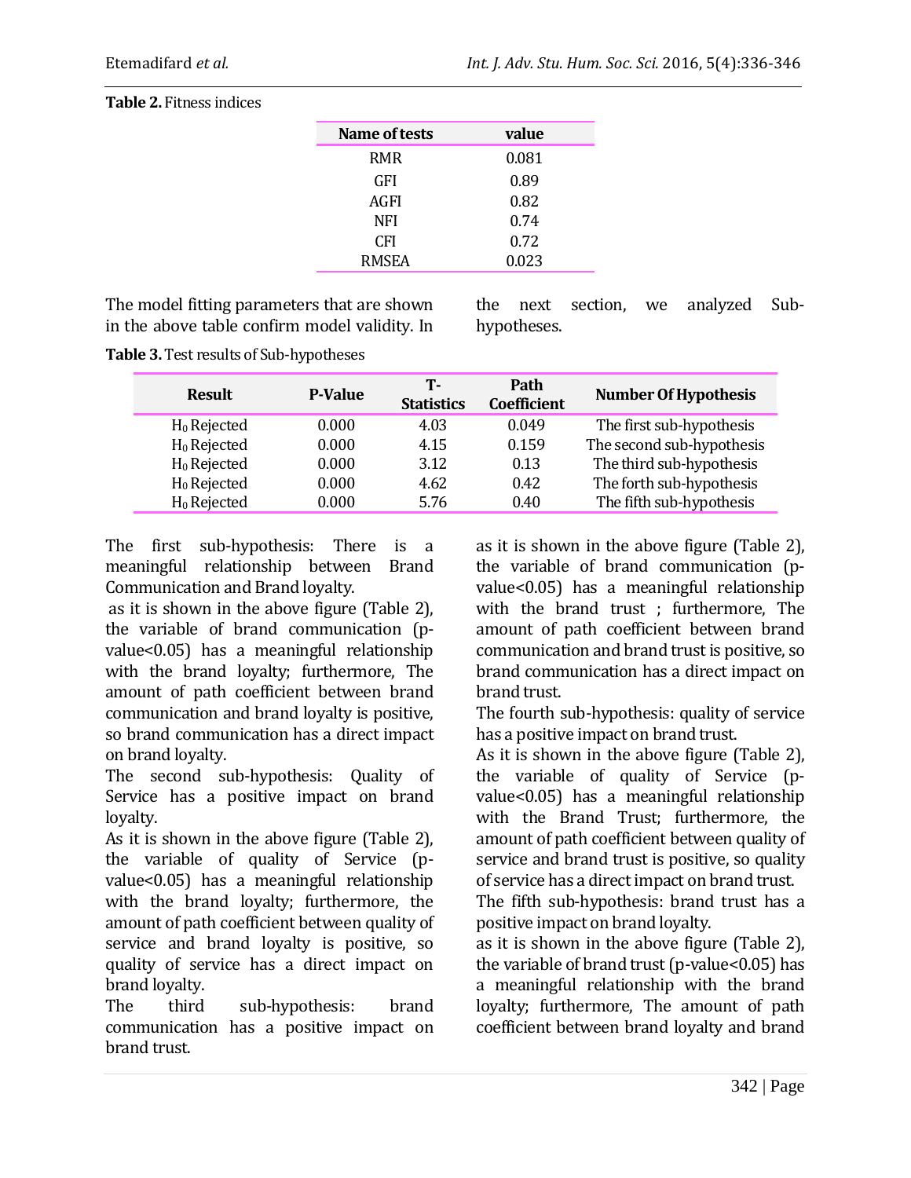**Table 2.** Fitness indices

| Name of tests | value |
|---|---|
| RMR | 0.081 |
| GFI | 0.89 |
| AGFI | 0.82 |
| NFI | 0.74 |
| CFI | 0.72 |
| RMSEA | 0.023 |

The model fitting parameters that are shown in the above table confirm model validity. In the next section, we analyzed Sub-hypotheses.

**Table 3.** Test results of Sub-hypotheses

| Result | P-Value | T-Statistics | Path Coefficient | Number Of Hypothesis |
|---|---|---|---|---|
| $H_0$ Rejected | 0.000 | 4.03 | 0.049 | The first sub-hypothesis |
| $H_0$ Rejected | 0.000 | 4.15 | 0.159 | The second sub-hypothesis |
| $H_0$ Rejected | 0.000 | 3.12 | 0.13 | The third sub-hypothesis |
| $H_0$ Rejected | 0.000 | 4.62 | 0.42 | The forth sub-hypothesis |
| $H_0$ Rejected | 0.000 | 5.76 | 0.40 | The fifth sub-hypothesis |

The first sub-hypothesis: There is a meaningful relationship between Brand Communication and Brand loyalty.

as it is shown in the above figure (Table 2), the variable of brand communication (p-value<0.05) has a meaningful relationship with the brand loyalty; furthermore, The amount of path coefficient between brand communication and brand loyalty is positive, so brand communication has a direct impact on brand loyalty.

The second sub-hypothesis: Quality of Service has a positive impact on brand loyalty.

As it is shown in the above figure (Table 2), the variable of quality of Service (p-value<0.05) has a meaningful relationship with the brand loyalty; furthermore, the amount of path coefficient between quality of service and brand loyalty is positive, so quality of service has a direct impact on brand loyalty.

The third sub-hypothesis: brand communication has a positive impact on brand trust.

as it is shown in the above figure (Table 2), the variable of brand communication (p-value<0.05) has a meaningful relationship with the brand trust ; furthermore, The amount of path coefficient between brand communication and brand trust is positive, so brand communication has a direct impact on brand trust.

The fourth sub-hypothesis: quality of service has a positive impact on brand trust.

As it is shown in the above figure (Table 2), the variable of quality of Service (p-value<0.05) has a meaningful relationship with the Brand Trust; furthermore, the amount of path coefficient between quality of service and brand trust is positive, so quality of service has a direct impact on brand trust.

The fifth sub-hypothesis: brand trust has a positive impact on brand loyalty.

as it is shown in the above figure (Table 2), the variable of brand trust (p-value<0.05) has a meaningful relationship with the brand loyalty; furthermore, The amount of path coefficient between brand loyalty and brand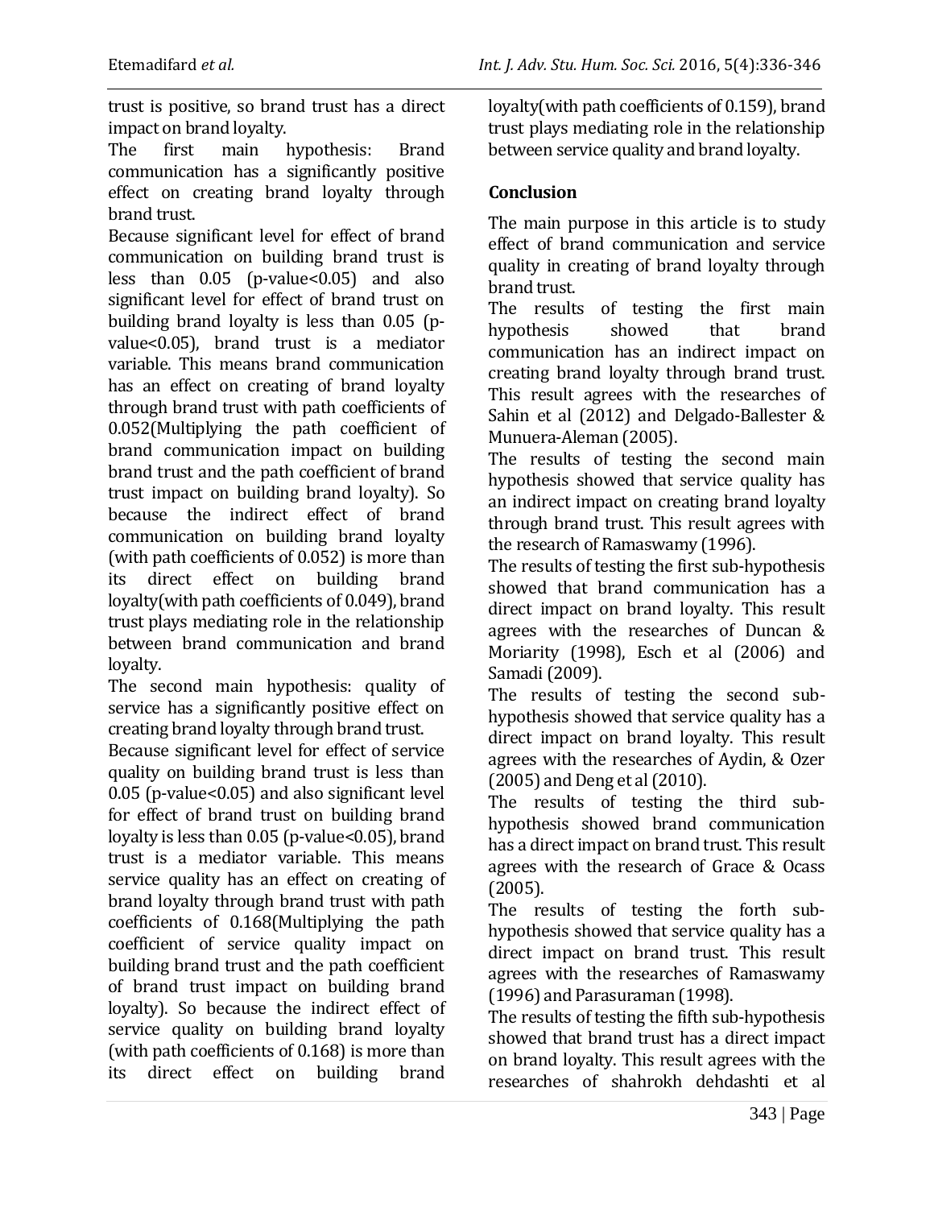trust is positive, so brand trust has a direct impact on brand loyalty.

The first main hypothesis: Brand communication has a significantly positive effect on creating brand loyalty through brand trust.

Because significant level for effect of brand communication on building brand trust is less than 0.05 ($p\text{-value}<0.05$) and also significant level for effect of brand trust on building brand loyalty is less than 0.05 ($p\text{-value}<0.05$), brand trust is a mediator variable. This means brand communication has an effect on creating of brand loyalty through brand trust with path coefficients of 0.052(Multiplying the path coefficient of brand communication impact on building brand trust and the path coefficient of brand trust impact on building brand loyalty). So because the indirect effect of brand communication on building brand loyalty (with path coefficients of 0.052) is more than its direct effect on building brand loyalty(with path coefficients of 0.049), brand trust plays mediating role in the relationship between brand communication and brand loyalty.

The second main hypothesis: quality of service has a significantly positive effect on creating brand loyalty through brand trust.

Because significant level for effect of service quality on building brand trust is less than 0.05 ($p\text{-value}<0.05$) and also significant level for effect of brand trust on building brand loyalty is less than 0.05 ($p\text{-value}<0.05$), brand trust is a mediator variable. This means service quality has an effect on creating of brand loyalty through brand trust with path coefficients of 0.168(Multiplying the path coefficient of service quality impact on building brand trust and the path coefficient of brand trust impact on building brand loyalty). So because the indirect effect of service quality on building brand loyalty (with path coefficients of 0.168) is more than its direct effect on building brand loyalty(with path coefficients of 0.159), brand trust plays mediating role in the relationship between service quality and brand loyalty.

## Conclusion

The main purpose in this article is to study effect of brand communication and service quality in creating of brand loyalty through brand trust.

The results of testing the first main hypothesis showed that brand communication has an indirect impact on creating brand loyalty through brand trust. This result agrees with the researches of Sahin et al (2012) and Delgado-Ballester & Munuera-Aleman (2005).

The results of testing the second main hypothesis showed that service quality has an indirect impact on creating brand loyalty through brand trust. This result agrees with the research of Ramaswamy (1996).

The results of testing the first sub-hypothesis showed that brand communication has a direct impact on brand loyalty. This result agrees with the researches of Duncan & Moriarity (1998), Esch et al (2006) and Samadi (2009).

The results of testing the second sub-hypothesis showed that service quality has a direct impact on brand loyalty. This result agrees with the researches of Aydin, & Ozer (2005) and Deng et al (2010).

The results of testing the third sub-hypothesis showed brand communication has a direct impact on brand trust. This result agrees with the research of Grace & Ocass (2005).

The results of testing the forth sub-hypothesis showed that service quality has a direct impact on brand trust. This result agrees with the researches of Ramaswamy (1996) and Parasuraman (1998).

The results of testing the fifth sub-hypothesis showed that brand trust has a direct impact on brand loyalty. This result agrees with the researches of shahrokh dehdashti et al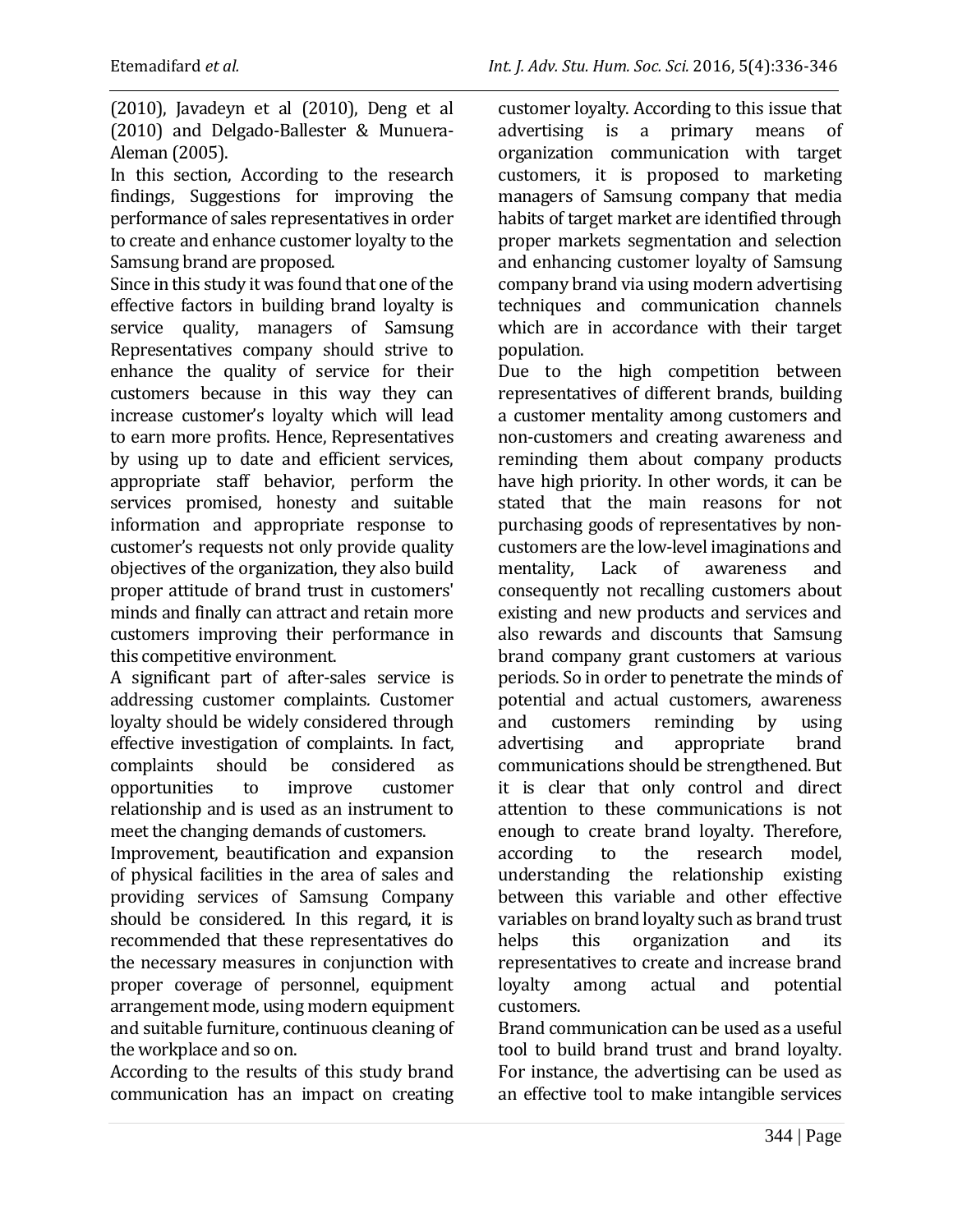(2010), Javadeyn et al (2010), Deng et al (2010) and Delgado-Ballester & Munuera-Aleman (2005).

In this section, According to the research findings, Suggestions for improving the performance of sales representatives in order to create and enhance customer loyalty to the Samsung brand are proposed.

Since in this study it was found that one of the effective factors in building brand loyalty is service quality, managers of Samsung Representatives company should strive to enhance the quality of service for their customers because in this way they can increase customer's loyalty which will lead to earn more profits. Hence, Representatives by using up to date and efficient services, appropriate staff behavior, perform the services promised, honesty and suitable information and appropriate response to customer's requests not only provide quality objectives of the organization, they also build proper attitude of brand trust in customers' minds and finally can attract and retain more customers improving their performance in this competitive environment.

A significant part of after-sales service is addressing customer complaints. Customer loyalty should be widely considered through effective investigation of complaints. In fact, complaints should be considered as opportunities to improve customer relationship and is used as an instrument to meet the changing demands of customers.

Improvement, beautification and expansion of physical facilities in the area of sales and providing services of Samsung Company should be considered. In this regard, it is recommended that these representatives do the necessary measures in conjunction with proper coverage of personnel, equipment arrangement mode, using modern equipment and suitable furniture, continuous cleaning of the workplace and so on.

According to the results of this study brand communication has an impact on creating customer loyalty. According to this issue that advertising is a primary means of organization communication with target customers, it is proposed to marketing managers of Samsung company that media habits of target market are identified through proper markets segmentation and selection and enhancing customer loyalty of Samsung company brand via using modern advertising techniques and communication channels which are in accordance with their target population.

Due to the high competition between representatives of different brands, building a customer mentality among customers and non-customers and creating awareness and reminding them about company products have high priority. In other words, it can be stated that the main reasons for not purchasing goods of representatives by non-customers are the low-level imaginations and mentality, Lack of awareness and consequently not recalling customers about existing and new products and services and also rewards and discounts that Samsung brand company grant customers at various periods. So in order to penetrate the minds of potential and actual customers, awareness and customers reminding by using advertising and appropriate brand communications should be strengthened. But it is clear that only control and direct attention to these communications is not enough to create brand loyalty. Therefore, according to the research model, understanding the relationship existing between this variable and other effective variables on brand loyalty such as brand trust helps this organization and its representatives to create and increase brand loyalty among actual and potential customers.

Brand communication can be used as a useful tool to build brand trust and brand loyalty. For instance, the advertising can be used as an effective tool to make intangible services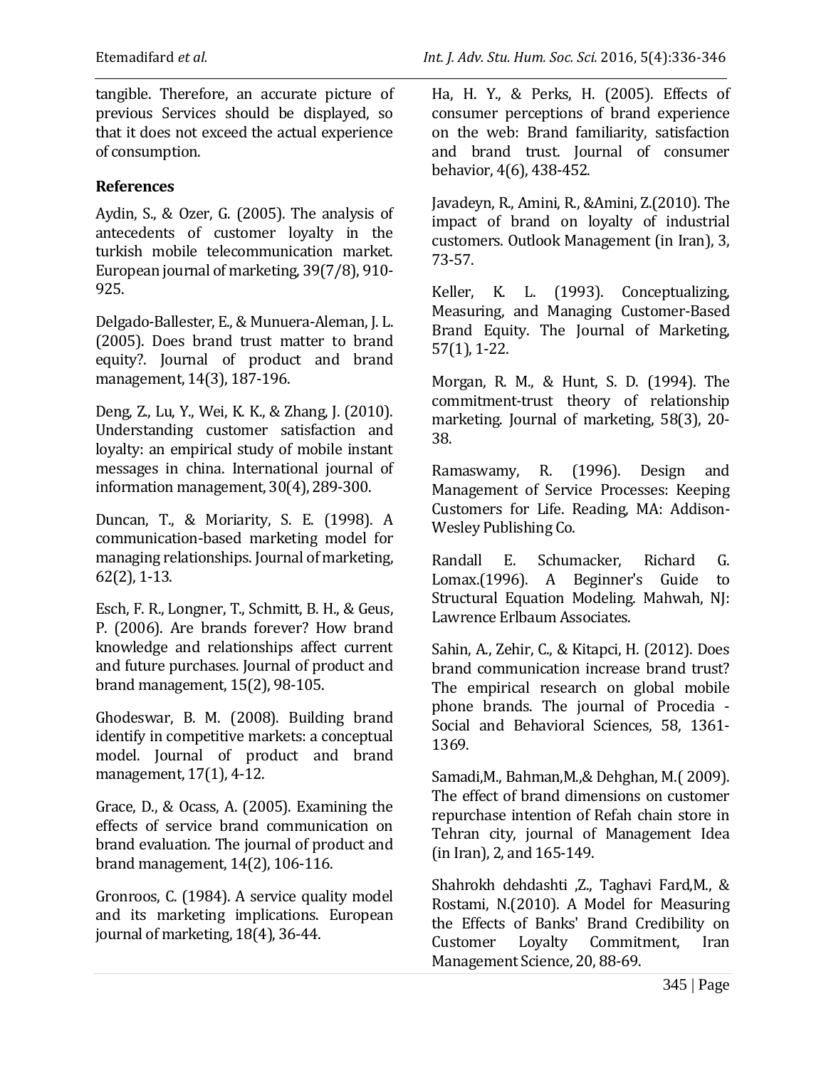tangible. Therefore, an accurate picture of previous Services should be displayed, so that it does not exceed the actual experience of consumption.

## References

Aydin, S., & Ozer, G. (2005). The analysis of antecedents of customer loyalty in the turkish mobile telecommunication market. European journal of marketing, 39(7/8), 910-925.

Delgado-Ballester, E., & Munuera-Aleman, J. L. (2005). Does brand trust matter to brand equity?. Journal of product and brand management, 14(3), 187-196.

Deng, Z., Lu, Y., Wei, K. K., & Zhang, J. (2010). Understanding customer satisfaction and loyalty: an empirical study of mobile instant messages in china. International journal of information management, 30(4), 289-300.

Duncan, T., & Moriarity, S. E. (1998). A communication-based marketing model for managing relationships. Journal of marketing, 62(2), 1-13.

Esch, F. R., Longner, T., Schmitt, B. H., & Geus, P. (2006). Are brands forever? How brand knowledge and relationships affect current and future purchases. Journal of product and brand management, 15(2), 98-105.

Ghodeswar, B. M. (2008). Building brand identify in competitive markets: a conceptual model. Journal of product and brand management, 17(1), 4-12.

Grace, D., & Ocass, A. (2005). Examining the effects of service brand communication on brand evaluation. The journal of product and brand management, 14(2), 106-116.

Gronroos, C. (1984). A service quality model and its marketing implications. European journal of marketing, 18(4), 36-44.

Ha, H. Y., & Perks, H. (2005). Effects of consumer perceptions of brand experience on the web: Brand familiarity, satisfaction and brand trust. Journal of consumer behavior, 4(6), 438-452.

Javadeyn, R., Amini, R., &Amini, Z.(2010). The impact of brand on loyalty of industrial customers. Outlook Management (in Iran), 3, 73-57.

Keller, K. L. (1993). Conceptualizing, Measuring, and Managing Customer-Based Brand Equity. The Journal of Marketing, 57(1), 1-22.

Morgan, R. M., & Hunt, S. D. (1994). The commitment-trust theory of relationship marketing. Journal of marketing, 58(3), 20-38.

Ramaswamy, R. (1996). Design and Management of Service Processes: Keeping Customers for Life. Reading, MA: Addison-Wesley Publishing Co.

Randall E. Schumacker, Richard G. Lomax.(1996). A Beginner's Guide to Structural Equation Modeling. Mahwah, NJ: Lawrence Erlbaum Associates.

Sahin, A., Zehir, C., & Kitapci, H. (2012). Does brand communication increase brand trust? The empirical research on global mobile phone brands. The journal of Procedia - Social and Behavioral Sciences, 58, 1361-1369.

Samadi,M., Bahman,M.,& Dehghan, M.( 2009). The effect of brand dimensions on customer repurchase intention of Refah chain store in Tehran city, journal of Management Idea (in Iran), 2, and 165-149.

Shahrokh dehdashti ,Z., Taghavi Fard,M., & Rostami, N.(2010). A Model for Measuring the Effects of Banks' Brand Credibility on Customer Loyalty Commitment, Iran Management Science, 20, 88-69.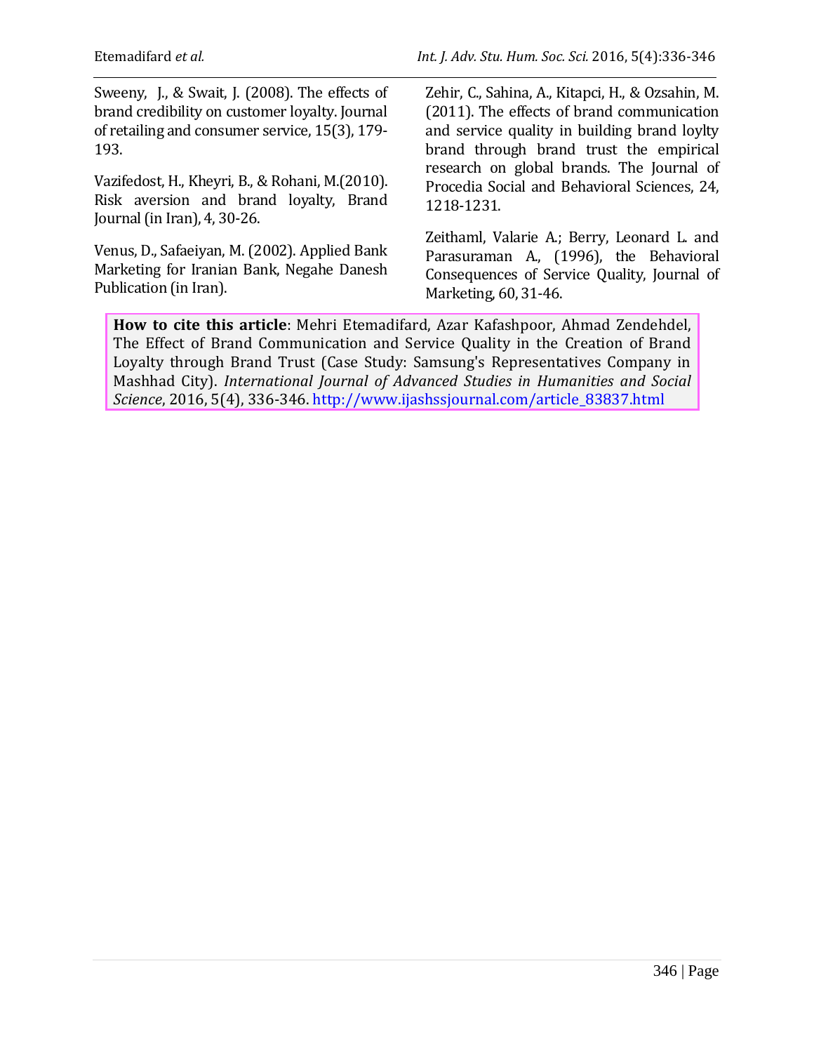Sweeny, J., & Swait, J. (2008). The effects of brand credibility on customer loyalty. Journal of retailing and consumer service, 15(3), 179-193.

Vazifedost, H., Kheyri, B., & Rohani, M.(2010). Risk aversion and brand loyalty, Brand Journal (in Iran), 4, 30-26.

Venus, D., Safaeiyan, M. (2002). Applied Bank Marketing for Iranian Bank, Negahe Danesh Publication (in Iran).

Zehir, C., Sahina, A., Kitapci, H., & Ozsahin, M. (2011). The effects of brand communication and service quality in building brand loylty brand through brand trust the empirical research on global brands. The Journal of Procedia Social and Behavioral Sciences, 24, 1218-1231.

Zeithaml, Valarie A.; Berry, Leonard L. and Parasuraman A., (1996), the Behavioral Consequences of Service Quality, Journal of Marketing, 60, 31-46.

**How to cite this article**: Mehri Etemadifard, Azar Kafashpoor, Ahmad Zendehdel, The Effect of Brand Communication and Service Quality in the Creation of Brand Loyalty through Brand Trust (Case Study: Samsung's Representatives Company in Mashhad City). *International Journal of Advanced Studies in Humanities and Social Science*, 2016, 5(4), 336-346. http://www.ijashssjournal.com/article_83837.html